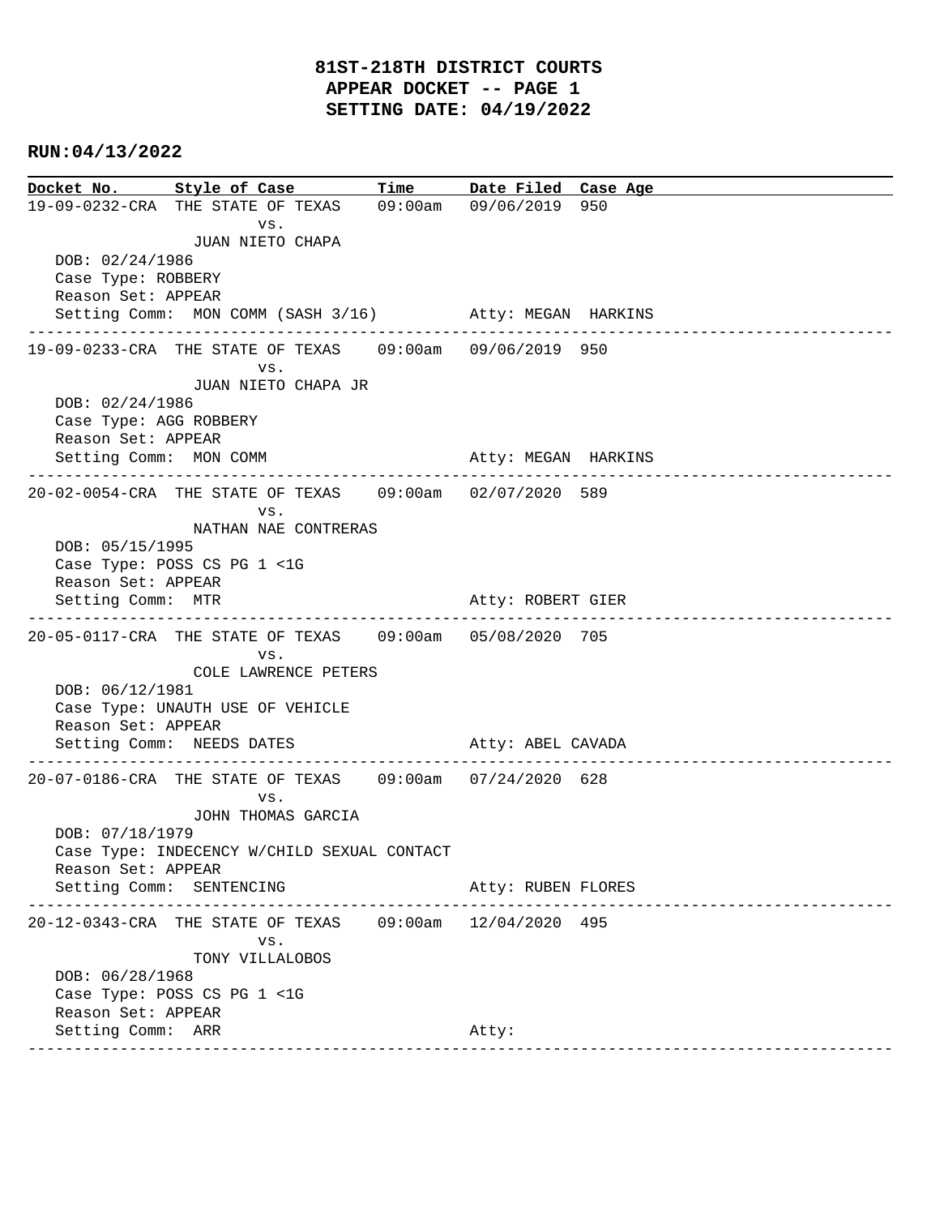# 81ST-218TH DISTRICT COURTS
## APPEAR DOCKET -- PAGE 1
## SETTING DATE: 04/19/2022

**RUN:04/13/2022**

| Docket No. | Style of Case | Time | Date Filed | Case Age |
|---|---|---|---|---|

---

19-09-0232-CRA THE STATE OF TEXAS 09:00am 09/06/2019 950
vs.
JUAN NIETO CHAPA
DOB: 02/24/1986
Case Type: ROBBERY
Reason Set: APPEAR
Setting Comm: MON COMM (SASH 3/16) Atty: MEGAN HARKINS

---

19-09-0233-CRA THE STATE OF TEXAS 09:00am 09/06/2019 950
vs.
JUAN NIETO CHAPA JR
DOB: 02/24/1986
Case Type: AGG ROBBERY
Reason Set: APPEAR
Setting Comm: MON COMM Atty: MEGAN HARKINS

---

20-02-0054-CRA THE STATE OF TEXAS 09:00am 02/07/2020 589
vs.
NATHAN NAE CONTRERAS
DOB: 05/15/1995
Case Type: POSS CS PG 1 <1G
Reason Set: APPEAR
Setting Comm: MTR Atty: ROBERT GIER

---

20-05-0117-CRA THE STATE OF TEXAS 09:00am 05/08/2020 705
vs.
COLE LAWRENCE PETERS
DOB: 06/12/1981
Case Type: UNAUTH USE OF VEHICLE
Reason Set: APPEAR
Setting Comm: NEEDS DATES Atty: ABEL CAVADA

---

20-07-0186-CRA THE STATE OF TEXAS 09:00am 07/24/2020 628
vs.
JOHN THOMAS GARCIA
DOB: 07/18/1979
Case Type: INDECENCY W/CHILD SEXUAL CONTACT
Reason Set: APPEAR
Setting Comm: SENTENCING Atty: RUBEN FLORES

---

20-12-0343-CRA THE STATE OF TEXAS 09:00am 12/04/2020 495
vs.
TONY VILLALOBOS
DOB: 06/28/1968
Case Type: POSS CS PG 1 <1G
Reason Set: APPEAR
Setting Comm: ARR Atty:

---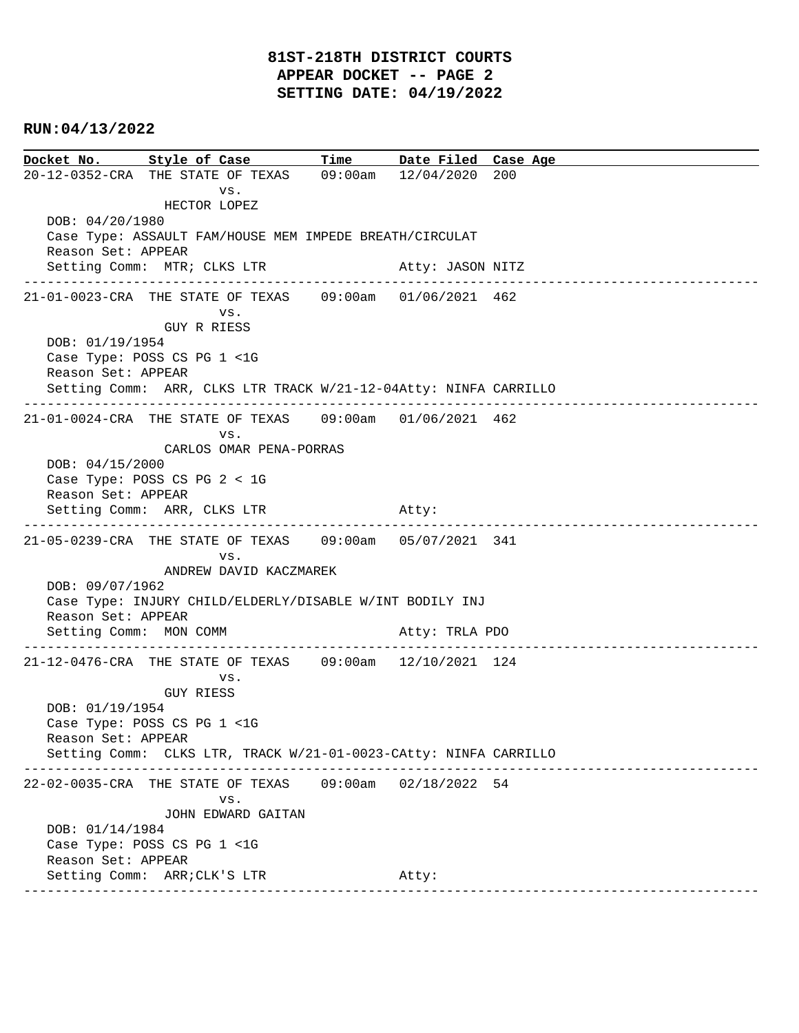# 81ST-218TH DISTRICT COURTS
## APPEAR DOCKET -- PAGE 2
## SETTING DATE: 04/19/2022

**RUN:04/13/2022**

| Docket No. | Style of Case | Time | Date Filed | Case Age |
|---|---|---|---|---|

```
20-12-0352-CRA  THE STATE OF TEXAS    09:00am   12/04/2020  200
                         vs.
                HECTOR LOPEZ
   DOB: 04/20/1980
   Case Type: ASSAULT FAM/HOUSE MEM IMPEDE BREATH/CIRCULAT
   Reason Set: APPEAR
   Setting Comm:  MTR; CLKS LTR                    Atty: JASON NITZ
--------------------------------------------------------------------------------------------
21-01-0023-CRA  THE STATE OF TEXAS    09:00am   01/06/2021  462
                         vs.
                GUY R RIESS
   DOB: 01/19/1954
   Case Type: POSS CS PG 1 <1G
   Reason Set: APPEAR
   Setting Comm:  ARR, CLKS LTR TRACK W/21-12-04Atty: NINFA CARRILLO
--------------------------------------------------------------------------------------------
21-01-0024-CRA  THE STATE OF TEXAS    09:00am   01/06/2021  462
                         vs.
                CARLOS OMAR PENA-PORRAS
   DOB: 04/15/2000
   Case Type: POSS CS PG 2 < 1G
   Reason Set: APPEAR
   Setting Comm:  ARR, CLKS LTR                    Atty:
--------------------------------------------------------------------------------------------
21-05-0239-CRA  THE STATE OF TEXAS    09:00am   05/07/2021  341
                         vs.
                ANDREW DAVID KACZMAREK
   DOB: 09/07/1962
   Case Type: INJURY CHILD/ELDERLY/DISABLE W/INT BODILY INJ
   Reason Set: APPEAR
   Setting Comm:  MON COMM                         Atty: TRLA PDO
--------------------------------------------------------------------------------------------
21-12-0476-CRA  THE STATE OF TEXAS    09:00am   12/10/2021  124
                         vs.
                GUY RIESS
   DOB: 01/19/1954
   Case Type: POSS CS PG 1 <1G
   Reason Set: APPEAR
   Setting Comm:  CLKS LTR, TRACK W/21-01-0023-CAtty: NINFA CARRILLO
--------------------------------------------------------------------------------------------
22-02-0035-CRA  THE STATE OF TEXAS    09:00am   02/18/2022  54
                         vs.
                JOHN EDWARD GAITAN
   DOB: 01/14/1984
   Case Type: POSS CS PG 1 <1G
   Reason Set: APPEAR
   Setting Comm:  ARR;CLK'S LTR                    Atty:
--------------------------------------------------------------------------------------------
```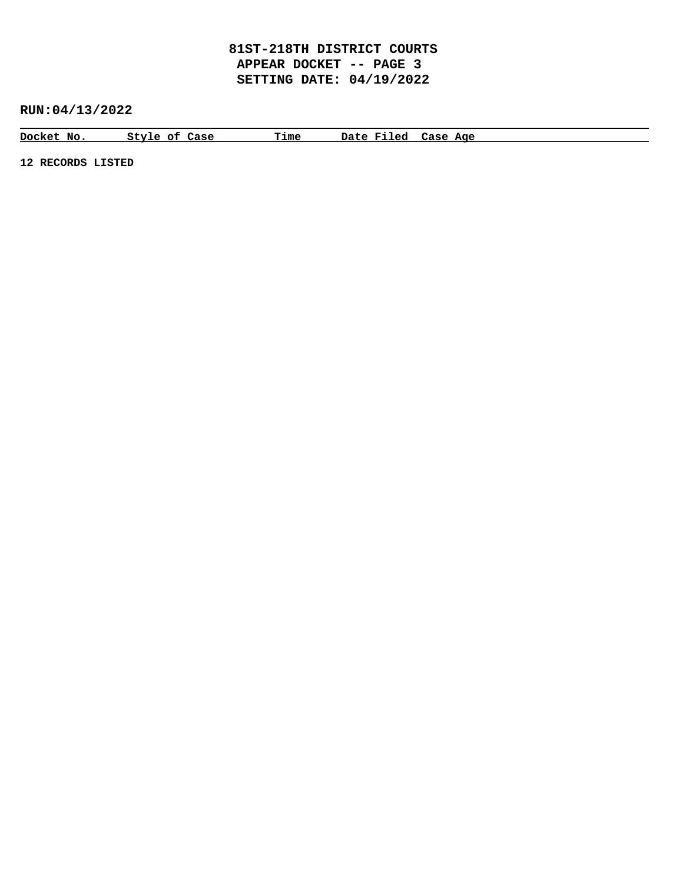# 81ST-218TH DISTRICT COURTS
## APPEAR DOCKET -- PAGE 3
## SETTING DATE: 04/19/2022

**RUN:04/13/2022**

| Docket No. | Style of Case | Time | Date Filed | Case Age |
|---|---|---|---|---|

**12 RECORDS LISTED**